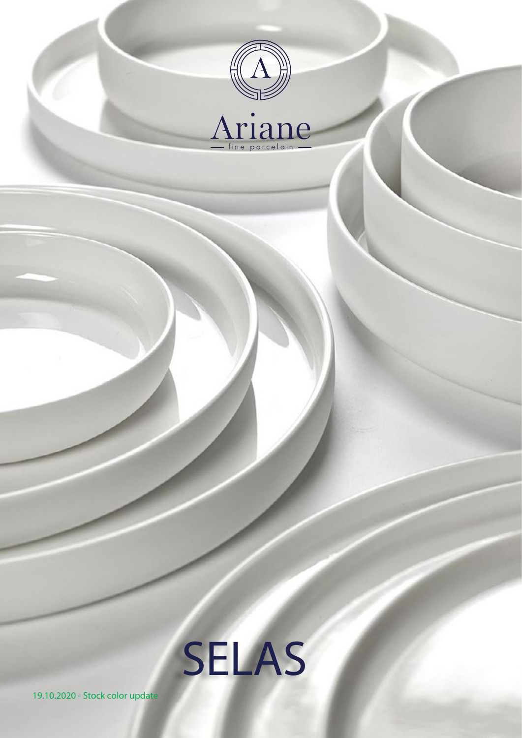Ariane

— fine porcelain —

# SELAS

19.10.2020 - Stock color update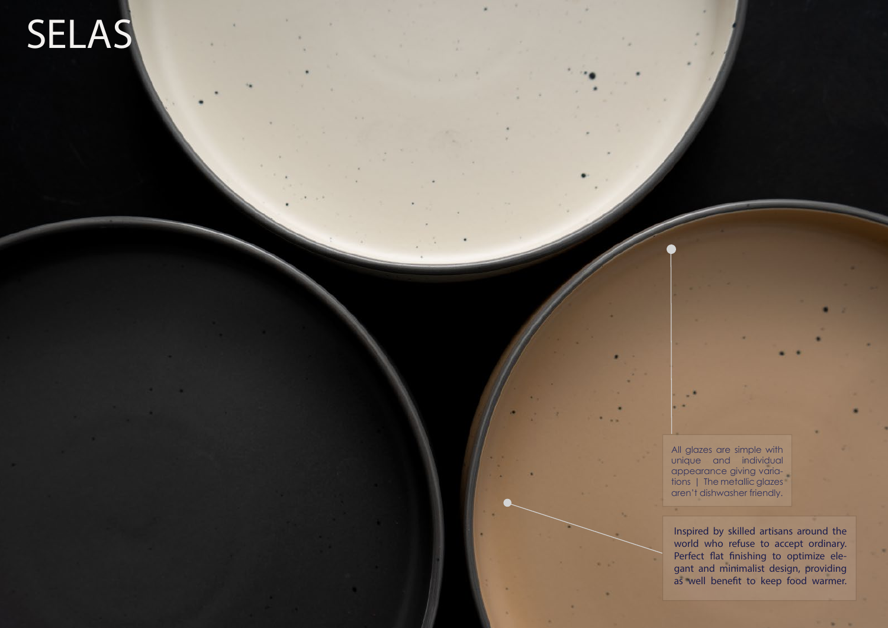# SELAS

All glazes are simple with unique and individual appearance giving variations | The metallic glazes aren't dishwasher friendly.

Inspired by skilled artisans around the world who refuse to accept ordinary. Perfect flat finishing to optimize elegant and minimalist design, providing as well benefit to keep food warmer.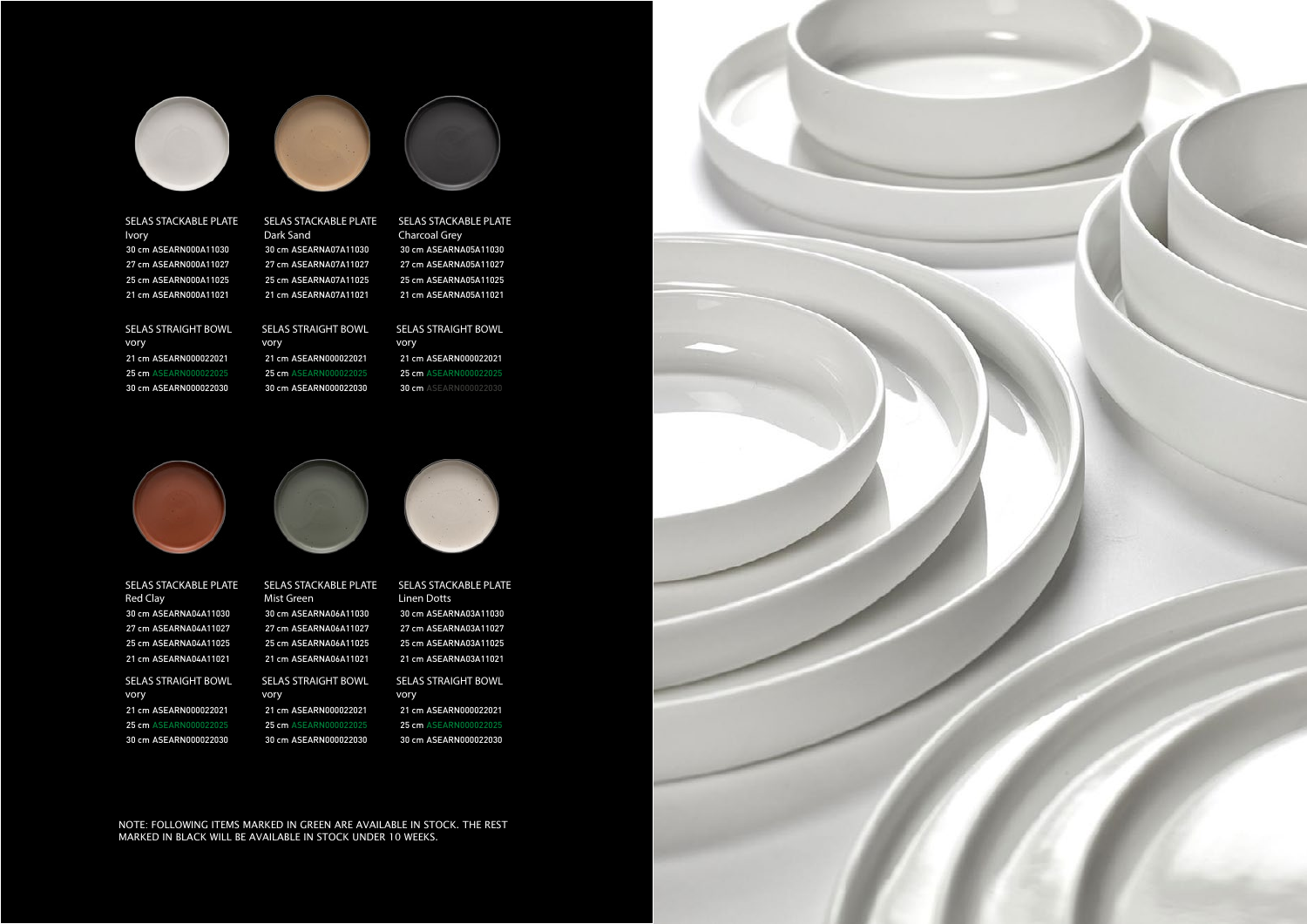SELAS STACKABLE PLATE
Ivory
30 cm ASEARN000A11030
27 cm ASEARN000A11027
25 cm ASEARN000A11025
21 cm ASEARN000A11021

SELAS STRAIGHT BOWL
vory
21 cm ASEARN000022021
25 cm ASEARN000022025
30 cm ASEARN000022030

SELAS STACKABLE PLATE
Dark Sand
30 cm ASEARNA07A11030
27 cm ASEARNA07A11027
25 cm ASEARNA07A11025
21 cm ASEARNA07A11021

SELAS STRAIGHT BOWL
vory
21 cm ASEARN000022021
25 cm ASEARN000022025
30 cm ASEARN000022030

SELAS STACKABLE PLATE
Charcoal Grey
30 cm ASEARNA05A11030
27 cm ASEARNA05A11027
25 cm ASEARNA05A11025
21 cm ASEARNA05A11021

SELAS STRAIGHT BOWL
vory
21 cm ASEARN000022021
25 cm ASEARN000022025
30 cm ASEARN000022030

SELAS STACKABLE PLATE
Red Clay
30 cm ASEARNA04A11030
27 cm ASEARNA04A11027
25 cm ASEARNA04A11025
21 cm ASEARNA04A11021

SELAS STRAIGHT BOWL
vory
21 cm ASEARN000022021
25 cm ASEARN000022025
30 cm ASEARN000022030

SELAS STACKABLE PLATE
Mist Green
30 cm ASEARNA06A11030
27 cm ASEARNA06A11027
25 cm ASEARNA06A11025
21 cm ASEARNA06A11021

SELAS STRAIGHT BOWL
vory
21 cm ASEARN000022021
25 cm ASEARN000022025
30 cm ASEARN000022030

SELAS STACKABLE PLATE
Linen Dotts
30 cm ASEARNA03A11030
27 cm ASEARNA03A11027
25 cm ASEARNA03A11025
21 cm ASEARNA03A11021

SELAS STRAIGHT BOWL
vory
21 cm ASEARN000022021
25 cm ASEARN000022025
30 cm ASEARN000022030

NOTE: FOLLOWING ITEMS MARKED IN GREEN ARE AVAILABLE IN STOCK. THE REST MARKED IN BLACK WILL BE AVAILABLE IN STOCK UNDER 10 WEEKS.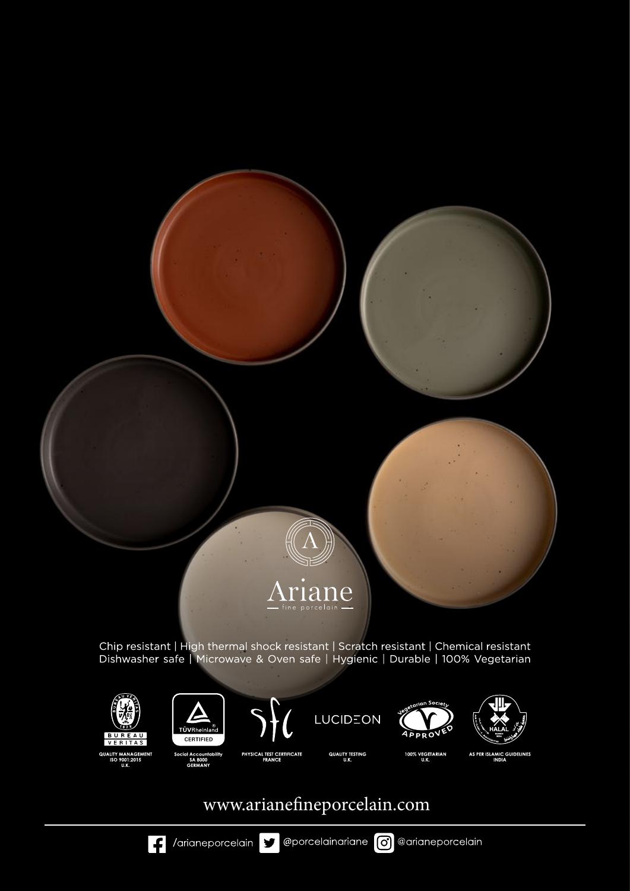Ariane

fine porcelain

Chip resistant | High thermal shock resistant | Scratch resistant | Chemical resistant
Dishwasher safe | Microwave & Oven safe | Hygienic | Durable | 100% Vegetarian

| | | | | | |
|---|---|---|---|---|---|
| BUREAU VERITAS | TÜVRheinland CERTIFIED | SFC | LUCIDEON | Vegetarian Society APPROVED | HALAL |
| QUALITY MANAGEMENT ISO 9001:2015 U.K. | Social Accountability SA 8000 GERMANY | PHYSICAL TEST CERTIFICATE FRANCE | QUALITY TESTING U.K. | 100% VEGETARIAN U.K. | AS PER ISLAMIC GUIDELINES INDIA |

www.arianefineporcelain.com

/arianeporcelain @porcelainariane @arianeporcelain